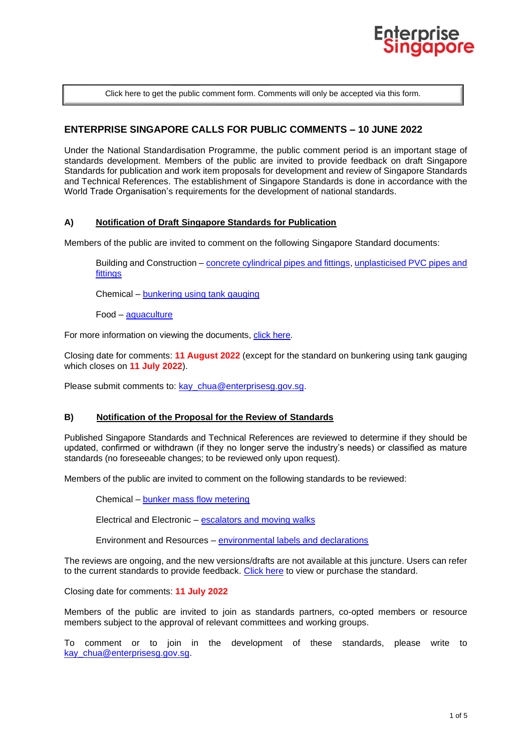Click here to get the public comment form. Comments will only be accepted via this form.

## ENTERPRISE SINGAPORE CALLS FOR PUBLIC COMMENTS – 10 JUNE 2022

Under the National Standardisation Programme, the public comment period is an important stage of standards development. Members of the public are invited to provide feedback on draft Singapore Standards for publication and work item proposals for development and review of Singapore Standards and Technical References. The establishment of Singapore Standards is done in accordance with the World Trade Organisation's requirements for the development of national standards.

### A) Notification of Draft Singapore Standards for Publication

Members of the public are invited to comment on the following Singapore Standard documents:

Building and Construction – concrete cylindrical pipes and fittings, unplasticised PVC pipes and fittings

Chemical – bunkering using tank gauging

Food – aquaculture

For more information on viewing the documents, click here.

Closing date for comments: **11 August 2022** (except for the standard on bunkering using tank gauging which closes on **11 July 2022**).

Please submit comments to: kay_chua@enterprisesg.gov.sg.

### B) Notification of the Proposal for the Review of Standards

Published Singapore Standards and Technical References are reviewed to determine if they should be updated, confirmed or withdrawn (if they no longer serve the industry's needs) or classified as mature standards (no foreseeable changes; to be reviewed only upon request).

Members of the public are invited to comment on the following standards to be reviewed:

Chemical – bunker mass flow metering

Electrical and Electronic – escalators and moving walks

Environment and Resources – environmental labels and declarations

The reviews are ongoing, and the new versions/drafts are not available at this juncture. Users can refer to the current standards to provide feedback. Click here to view or purchase the standard.

Closing date for comments: **11 July 2022**

Members of the public are invited to join as standards partners, co-opted members or resource members subject to the approval of relevant committees and working groups.

To comment or to join in the development of these standards, please write to kay_chua@enterprisesg.gov.sg.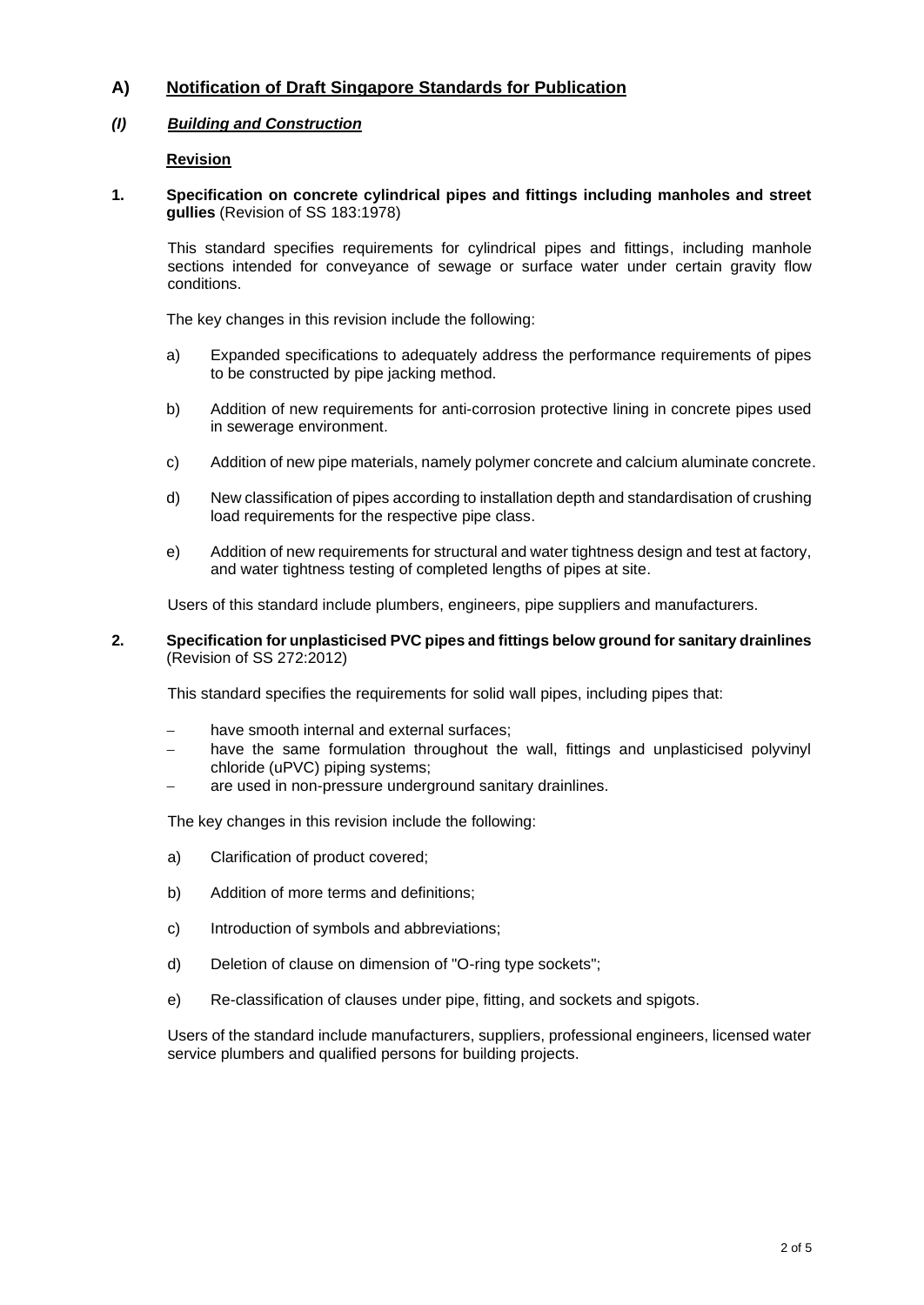## A) Notification of Draft Singapore Standards for Publication

### *(I) Building and Construction*

#### Revision

**1. Specification on concrete cylindrical pipes and fittings including manholes and street gullies** (Revision of SS 183:1978)

This standard specifies requirements for cylindrical pipes and fittings, including manhole sections intended for conveyance of sewage or surface water under certain gravity flow conditions.

The key changes in this revision include the following:

a) Expanded specifications to adequately address the performance requirements of pipes to be constructed by pipe jacking method.

b) Addition of new requirements for anti-corrosion protective lining in concrete pipes used in sewerage environment.

c) Addition of new pipe materials, namely polymer concrete and calcium aluminate concrete.

d) New classification of pipes according to installation depth and standardisation of crushing load requirements for the respective pipe class.

e) Addition of new requirements for structural and water tightness design and test at factory, and water tightness testing of completed lengths of pipes at site.

Users of this standard include plumbers, engineers, pipe suppliers and manufacturers.

**2. Specification for unplasticised PVC pipes and fittings below ground for sanitary drainlines** (Revision of SS 272:2012)

This standard specifies the requirements for solid wall pipes, including pipes that:

- have smooth internal and external surfaces;
- have the same formulation throughout the wall, fittings and unplasticised polyvinyl chloride (uPVC) piping systems;
- are used in non-pressure underground sanitary drainlines.

The key changes in this revision include the following:

a) Clarification of product covered;

b) Addition of more terms and definitions;

c) Introduction of symbols and abbreviations;

d) Deletion of clause on dimension of "O-ring type sockets";

e) Re-classification of clauses under pipe, fitting, and sockets and spigots.

Users of the standard include manufacturers, suppliers, professional engineers, licensed water service plumbers and qualified persons for building projects.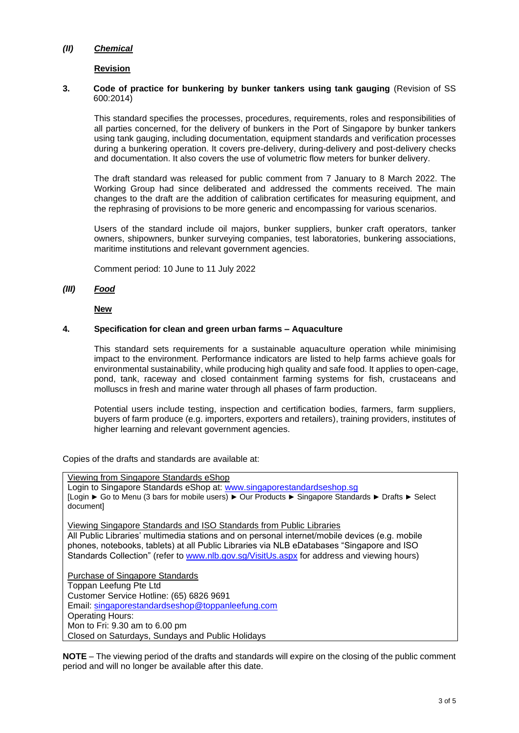### *(II)* ***Chemical***

**Revision**

**3. Code of practice for bunkering by bunker tankers using tank gauging** (Revision of SS 600:2014)

This standard specifies the processes, procedures, requirements, roles and responsibilities of all parties concerned, for the delivery of bunkers in the Port of Singapore by bunker tankers using tank gauging, including documentation, equipment standards and verification processes during a bunkering operation. It covers pre-delivery, during-delivery and post-delivery checks and documentation. It also covers the use of volumetric flow meters for bunker delivery.

The draft standard was released for public comment from 7 January to 8 March 2022. The Working Group had since deliberated and addressed the comments received. The main changes to the draft are the addition of calibration certificates for measuring equipment, and the rephrasing of provisions to be more generic and encompassing for various scenarios.

Users of the standard include oil majors, bunker suppliers, bunker craft operators, tanker owners, shipowners, bunker surveying companies, test laboratories, bunkering associations, maritime institutions and relevant government agencies.

Comment period: 10 June to 11 July 2022

### *(III)* ***Food***

**New**

**4. Specification for clean and green urban farms – Aquaculture**

This standard sets requirements for a sustainable aquaculture operation while minimising impact to the environment. Performance indicators are listed to help farms achieve goals for environmental sustainability, while producing high quality and safe food. It applies to open-cage, pond, tank, raceway and closed containment farming systems for fish, crustaceans and molluscs in fresh and marine water through all phases of farm production.

Potential users include testing, inspection and certification bodies, farmers, farm suppliers, buyers of farm produce (e.g. importers, exporters and retailers), training providers, institutes of higher learning and relevant government agencies.

Copies of the drafts and standards are available at:

Viewing from Singapore Standards eShop
Login to Singapore Standards eShop at: www.singaporestandardseshop.sg
[Login ► Go to Menu (3 bars for mobile users) ► Our Products ► Singapore Standards ► Drafts ► Select document]

Viewing Singapore Standards and ISO Standards from Public Libraries
All Public Libraries' multimedia stations and on personal internet/mobile devices (e.g. mobile phones, notebooks, tablets) at all Public Libraries via NLB eDatabases "Singapore and ISO Standards Collection" (refer to www.nlb.gov.sg/VisitUs.aspx for address and viewing hours)

Purchase of Singapore Standards
Toppan Leefung Pte Ltd
Customer Service Hotline: (65) 6826 9691
Email: singaporestandardseshop@toppanleefung.com
Operating Hours:
Mon to Fri: 9.30 am to 6.00 pm
Closed on Saturdays, Sundays and Public Holidays

**NOTE** – The viewing period of the drafts and standards will expire on the closing of the public comment period and will no longer be available after this date.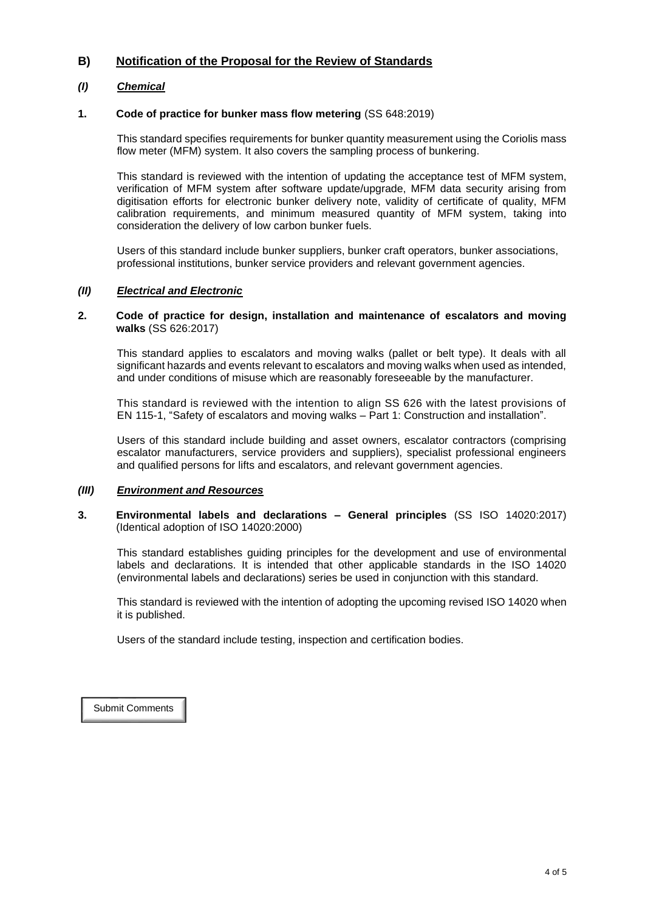## B) Notification of the Proposal for the Review of Standards

### *(I) Chemical*

**1. Code of practice for bunker mass flow metering** (SS 648:2019)

This standard specifies requirements for bunker quantity measurement using the Coriolis mass flow meter (MFM) system. It also covers the sampling process of bunkering.

This standard is reviewed with the intention of updating the acceptance test of MFM system, verification of MFM system after software update/upgrade, MFM data security arising from digitisation efforts for electronic bunker delivery note, validity of certificate of quality, MFM calibration requirements, and minimum measured quantity of MFM system, taking into consideration the delivery of low carbon bunker fuels.

Users of this standard include bunker suppliers, bunker craft operators, bunker associations, professional institutions, bunker service providers and relevant government agencies.

### *(II) Electrical and Electronic*

**2. Code of practice for design, installation and maintenance of escalators and moving walks** (SS 626:2017)

This standard applies to escalators and moving walks (pallet or belt type). It deals with all significant hazards and events relevant to escalators and moving walks when used as intended, and under conditions of misuse which are reasonably foreseeable by the manufacturer.

This standard is reviewed with the intention to align SS 626 with the latest provisions of EN 115-1, "Safety of escalators and moving walks – Part 1: Construction and installation".

Users of this standard include building and asset owners, escalator contractors (comprising escalator manufacturers, service providers and suppliers), specialist professional engineers and qualified persons for lifts and escalators, and relevant government agencies.

### *(III) Environment and Resources*

**3. Environmental labels and declarations – General principles** (SS ISO 14020:2017) (Identical adoption of ISO 14020:2000)

This standard establishes guiding principles for the development and use of environmental labels and declarations. It is intended that other applicable standards in the ISO 14020 (environmental labels and declarations) series be used in conjunction with this standard.

This standard is reviewed with the intention of adopting the upcoming revised ISO 14020 when it is published.

Users of the standard include testing, inspection and certification bodies.

Submit Comments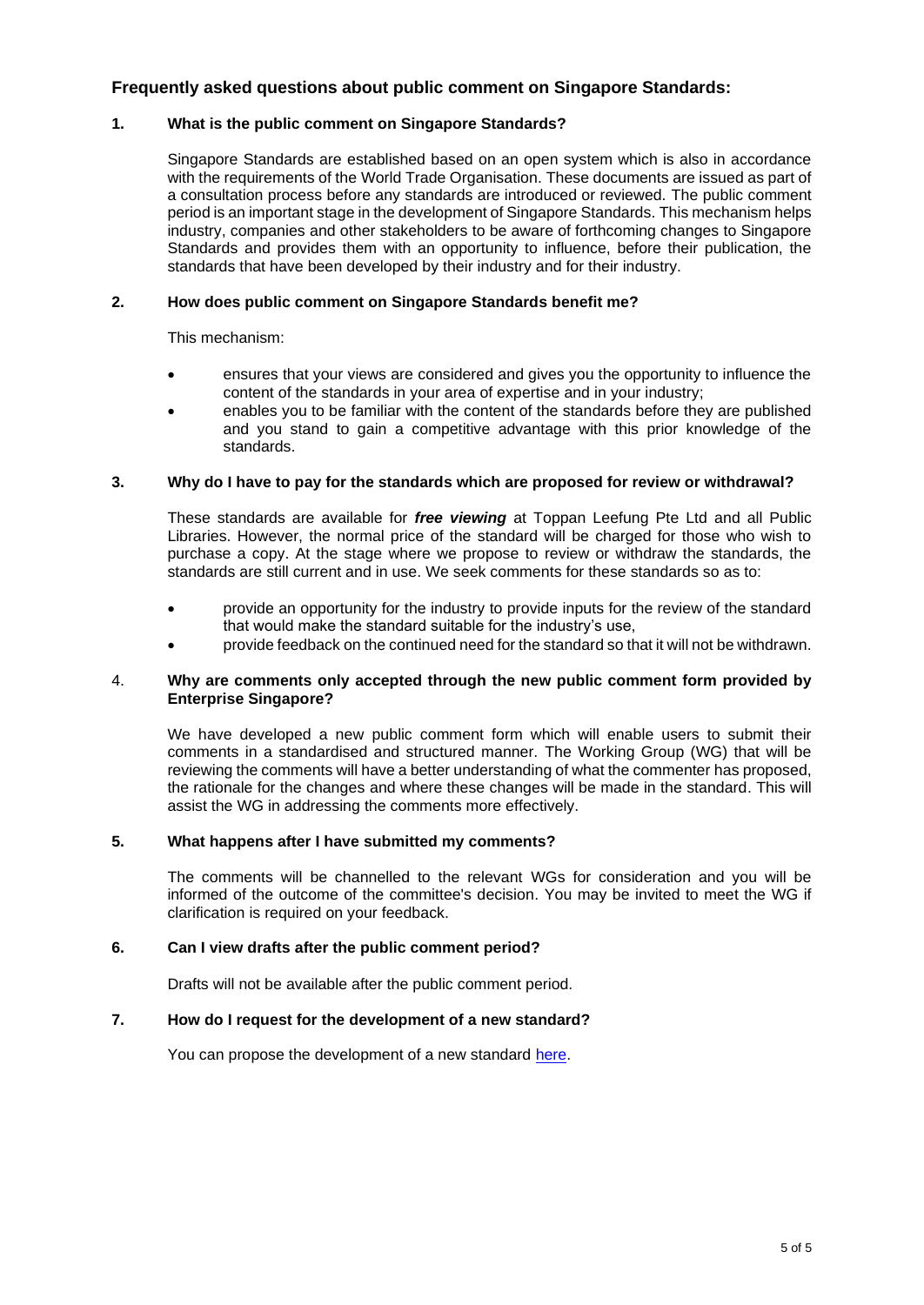## Frequently asked questions about public comment on Singapore Standards:

### 1. What is the public comment on Singapore Standards?

Singapore Standards are established based on an open system which is also in accordance with the requirements of the World Trade Organisation. These documents are issued as part of a consultation process before any standards are introduced or reviewed. The public comment period is an important stage in the development of Singapore Standards. This mechanism helps industry, companies and other stakeholders to be aware of forthcoming changes to Singapore Standards and provides them with an opportunity to influence, before their publication, the standards that have been developed by their industry and for their industry.

### 2. How does public comment on Singapore Standards benefit me?

This mechanism:

- ensures that your views are considered and gives you the opportunity to influence the content of the standards in your area of expertise and in your industry;
- enables you to be familiar with the content of the standards before they are published and you stand to gain a competitive advantage with this prior knowledge of the standards.

### 3. Why do I have to pay for the standards which are proposed for review or withdrawal?

These standards are available for ***free viewing*** at Toppan Leefung Pte Ltd and all Public Libraries. However, the normal price of the standard will be charged for those who wish to purchase a copy. At the stage where we propose to review or withdraw the standards, the standards are still current and in use. We seek comments for these standards so as to:

- provide an opportunity for the industry to provide inputs for the review of the standard that would make the standard suitable for the industry's use,
- provide feedback on the continued need for the standard so that it will not be withdrawn.

### 4. Why are comments only accepted through the new public comment form provided by Enterprise Singapore?

We have developed a new public comment form which will enable users to submit their comments in a standardised and structured manner. The Working Group (WG) that will be reviewing the comments will have a better understanding of what the commenter has proposed, the rationale for the changes and where these changes will be made in the standard. This will assist the WG in addressing the comments more effectively.

### 5. What happens after I have submitted my comments?

The comments will be channelled to the relevant WGs for consideration and you will be informed of the outcome of the committee's decision. You may be invited to meet the WG if clarification is required on your feedback.

### 6. Can I view drafts after the public comment period?

Drafts will not be available after the public comment period.

### 7. How do I request for the development of a new standard?

You can propose the development of a new standard here.